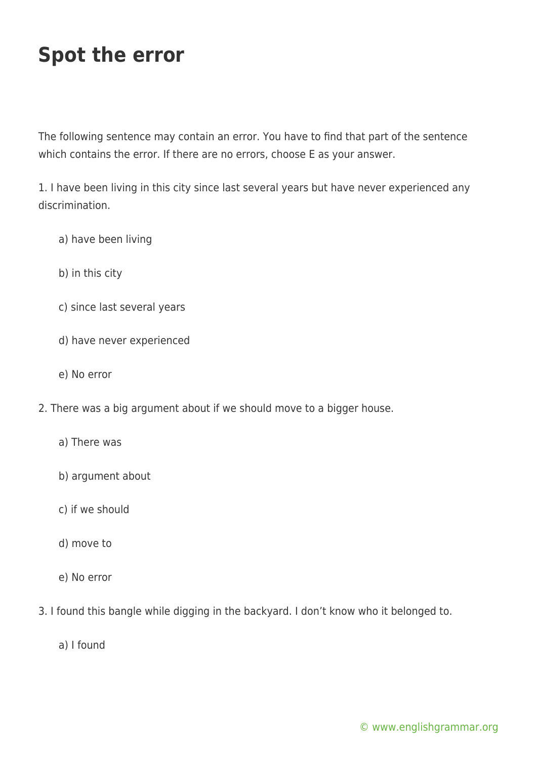# Spot the error

The following sentence may contain an error. You have to find that part of the sentence which contains the error. If there are no errors, choose E as your answer.

1. I have been living in this city since last several years but have never experienced any discrimination.

   a) have been living

   b) in this city

   c) since last several years

   d) have never experienced

   e) No error

2. There was a big argument about if we should move to a bigger house.

   a) There was

   b) argument about

   c) if we should

   d) move to

   e) No error

3. I found this bangle while digging in the backyard. I don't know who it belonged to.

   a) I found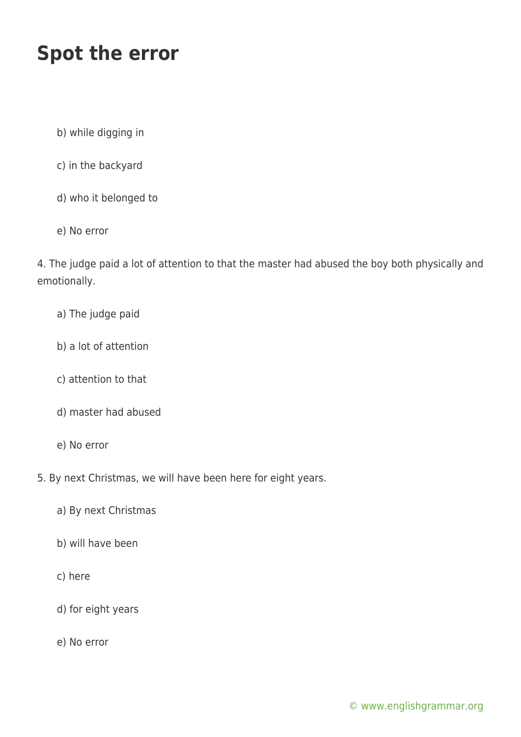# Spot the error

b) while digging in

c) in the backyard

d) who it belonged to

e) No error

4. The judge paid a lot of attention to that the master had abused the boy both physically and emotionally.

a) The judge paid

b) a lot of attention

c) attention to that

d) master had abused

e) No error

5. By next Christmas, we will have been here for eight years.

a) By next Christmas

b) will have been

c) here

d) for eight years

e) No error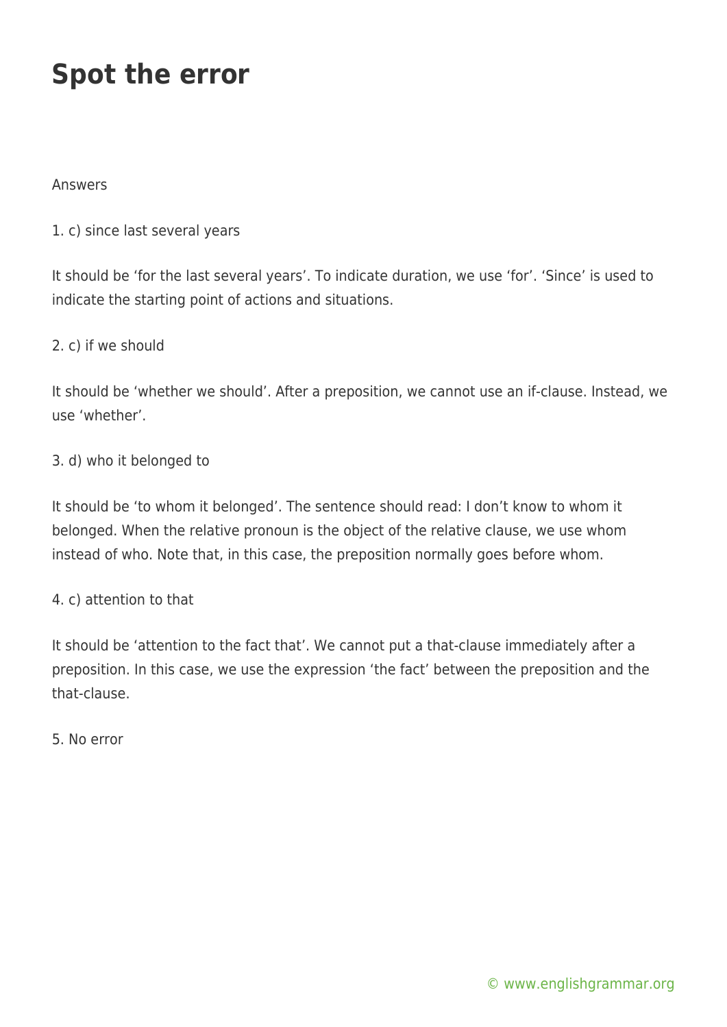# Spot the error

Answers

1. c) since last several years

It should be 'for the last several years'. To indicate duration, we use 'for'. 'Since' is used to indicate the starting point of actions and situations.

2. c) if we should

It should be 'whether we should'. After a preposition, we cannot use an if-clause. Instead, we use 'whether'.

3. d) who it belonged to

It should be 'to whom it belonged'. The sentence should read: I don't know to whom it belonged. When the relative pronoun is the object of the relative clause, we use whom instead of who. Note that, in this case, the preposition normally goes before whom.

4. c) attention to that

It should be 'attention to the fact that'. We cannot put a that-clause immediately after a preposition. In this case, we use the expression 'the fact' between the preposition and the that-clause.

5. No error